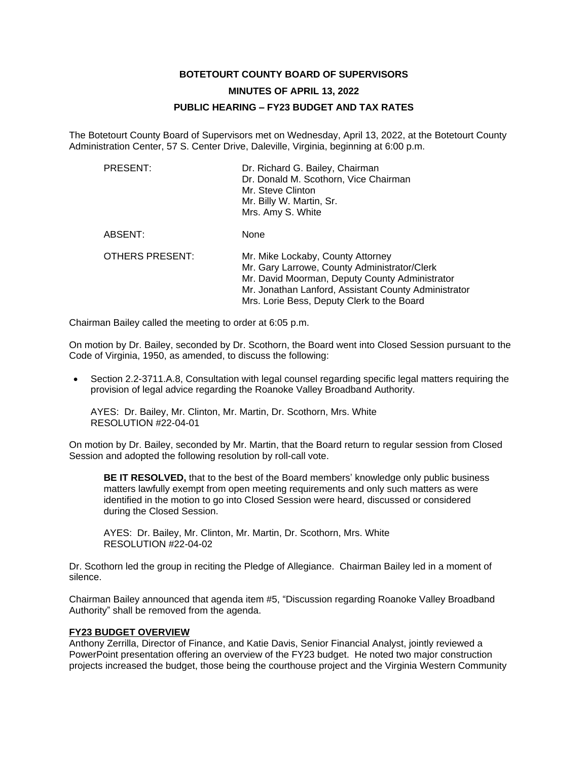**BOTETOURT COUNTY BOARD OF SUPERVISORS**

**MINUTES OF APRIL 13, 2022**

**PUBLIC HEARING – FY23 BUDGET AND TAX RATES**

The Botetourt County Board of Supervisors met on Wednesday, April 13, 2022, at the Botetourt County Administration Center, 57 S. Center Drive, Daleville, Virginia, beginning at 6:00 p.m.

| | |
|---|---|
| PRESENT: | Dr. Richard G. Bailey, Chairman<br>Dr. Donald M. Scothorn, Vice Chairman<br>Mr. Steve Clinton<br>Mr. Billy W. Martin, Sr.<br>Mrs. Amy S. White |
| ABSENT: | None |
| OTHERS PRESENT: | Mr. Mike Lockaby, County Attorney<br>Mr. Gary Larrowe, County Administrator/Clerk<br>Mr. David Moorman, Deputy County Administrator<br>Mr. Jonathan Lanford, Assistant County Administrator<br>Mrs. Lorie Bess, Deputy Clerk to the Board |

Chairman Bailey called the meeting to order at 6:05 p.m.

On motion by Dr. Bailey, seconded by Dr. Scothorn, the Board went into Closed Session pursuant to the Code of Virginia, 1950, as amended, to discuss the following:

- Section 2.2-3711.A.8, Consultation with legal counsel regarding specific legal matters requiring the provision of legal advice regarding the Roanoke Valley Broadband Authority.

  AYES: Dr. Bailey, Mr. Clinton, Mr. Martin, Dr. Scothorn, Mrs. White
  RESOLUTION #22-04-01

On motion by Dr. Bailey, seconded by Mr. Martin, that the Board return to regular session from Closed Session and adopted the following resolution by roll-call vote.

> **BE IT RESOLVED,** that to the best of the Board members' knowledge only public business matters lawfully exempt from open meeting requirements and only such matters as were identified in the motion to go into Closed Session were heard, discussed or considered during the Closed Session.
>
> AYES: Dr. Bailey, Mr. Clinton, Mr. Martin, Dr. Scothorn, Mrs. White
> RESOLUTION #22-04-02

Dr. Scothorn led the group in reciting the Pledge of Allegiance. Chairman Bailey led in a moment of silence.

Chairman Bailey announced that agenda item #5, "Discussion regarding Roanoke Valley Broadband Authority" shall be removed from the agenda.

**FY23 BUDGET OVERVIEW**

Anthony Zerrilla, Director of Finance, and Katie Davis, Senior Financial Analyst, jointly reviewed a PowerPoint presentation offering an overview of the FY23 budget. He noted two major construction projects increased the budget, those being the courthouse project and the Virginia Western Community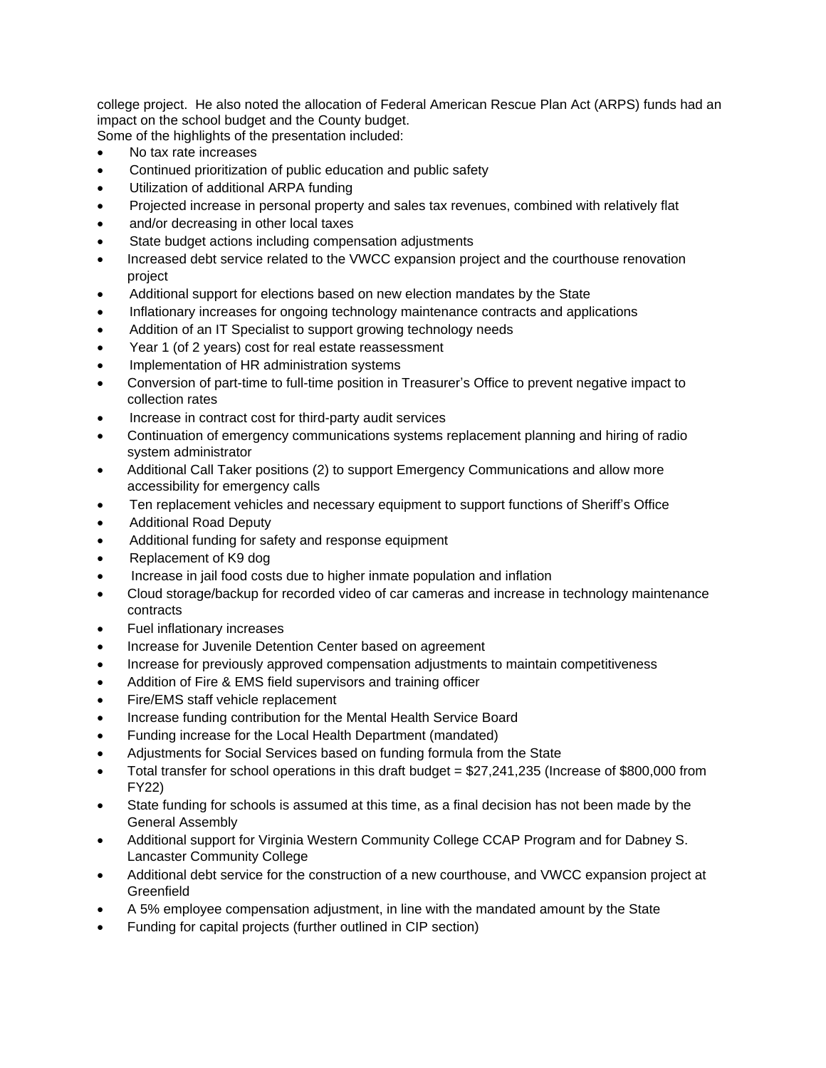college project. He also noted the allocation of Federal American Rescue Plan Act (ARPS) funds had an impact on the school budget and the County budget.
Some of the highlights of the presentation included:

- No tax rate increases
- Continued prioritization of public education and public safety
- Utilization of additional ARPA funding
- Projected increase in personal property and sales tax revenues, combined with relatively flat
- and/or decreasing in other local taxes
- State budget actions including compensation adjustments
- Increased debt service related to the VWCC expansion project and the courthouse renovation project
- Additional support for elections based on new election mandates by the State
- Inflationary increases for ongoing technology maintenance contracts and applications
- Addition of an IT Specialist to support growing technology needs
- Year 1 (of 2 years) cost for real estate reassessment
- Implementation of HR administration systems
- Conversion of part-time to full-time position in Treasurer's Office to prevent negative impact to collection rates
- Increase in contract cost for third-party audit services
- Continuation of emergency communications systems replacement planning and hiring of radio system administrator
- Additional Call Taker positions (2) to support Emergency Communications and allow more accessibility for emergency calls
- Ten replacement vehicles and necessary equipment to support functions of Sheriff's Office
- Additional Road Deputy
- Additional funding for safety and response equipment
- Replacement of K9 dog
- Increase in jail food costs due to higher inmate population and inflation
- Cloud storage/backup for recorded video of car cameras and increase in technology maintenance contracts
- Fuel inflationary increases
- Increase for Juvenile Detention Center based on agreement
- Increase for previously approved compensation adjustments to maintain competitiveness
- Addition of Fire & EMS field supervisors and training officer
- Fire/EMS staff vehicle replacement
- Increase funding contribution for the Mental Health Service Board
- Funding increase for the Local Health Department (mandated)
- Adjustments for Social Services based on funding formula from the State
- Total transfer for school operations in this draft budget = $27,241,235 (Increase of $800,000 from FY22)
- State funding for schools is assumed at this time, as a final decision has not been made by the General Assembly
- Additional support for Virginia Western Community College CCAP Program and for Dabney S. Lancaster Community College
- Additional debt service for the construction of a new courthouse, and VWCC expansion project at Greenfield
- A 5% employee compensation adjustment, in line with the mandated amount by the State
- Funding for capital projects (further outlined in CIP section)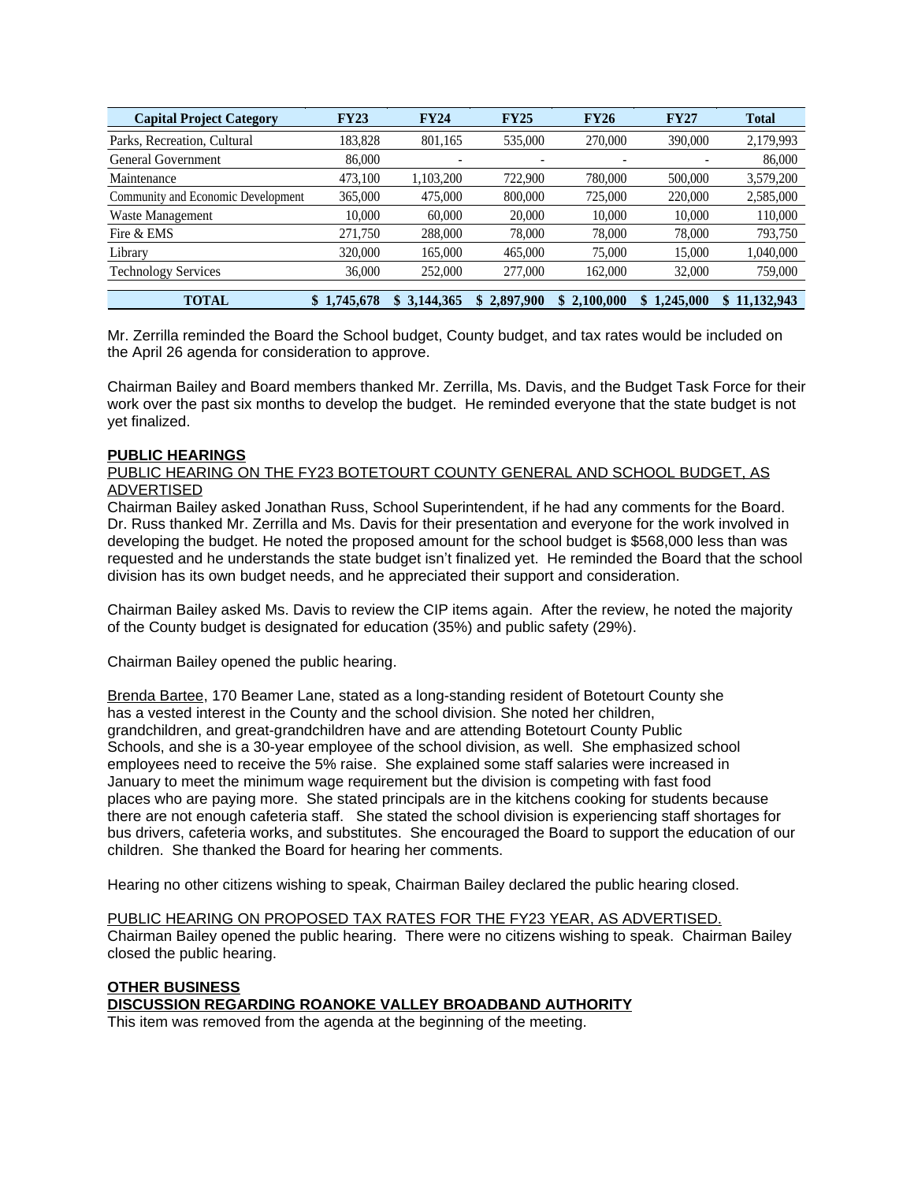| Capital Project Category | FY23 | FY24 | FY25 | FY26 | FY27 | Total |
|---|---|---|---|---|---|---|
| Parks, Recreation, Cultural | 183,828 | 801,165 | 535,000 | 270,000 | 390,000 | 2,179,993 |
| General Government | 86,000 | - | - | - | - | 86,000 |
| Maintenance | 473,100 | 1,103,200 | 722,900 | 780,000 | 500,000 | 3,579,200 |
| Community and Economic Development | 365,000 | 475,000 | 800,000 | 725,000 | 220,000 | 2,585,000 |
| Waste Management | 10,000 | 60,000 | 20,000 | 10,000 | 10,000 | 110,000 |
| Fire & EMS | 271,750 | 288,000 | 78,000 | 78,000 | 78,000 | 793,750 |
| Library | 320,000 | 165,000 | 465,000 | 75,000 | 15,000 | 1,040,000 |
| Technology Services | 36,000 | 252,000 | 277,000 | 162,000 | 32,000 | 759,000 |
| **TOTAL** | **$ 1,745,678** | **$ 3,144,365** | **$ 2,897,900** | **$ 2,100,000** | **$ 1,245,000** | **$ 11,132,943** |

Mr. Zerrilla reminded the Board the School budget, County budget, and tax rates would be included on the April 26 agenda for consideration to approve.

Chairman Bailey and Board members thanked Mr. Zerrilla, Ms. Davis, and the Budget Task Force for their work over the past six months to develop the budget. He reminded everyone that the state budget is not yet finalized.

**PUBLIC HEARINGS**

PUBLIC HEARING ON THE FY23 BOTETOURT COUNTY GENERAL AND SCHOOL BUDGET, AS ADVERTISED

Chairman Bailey asked Jonathan Russ, School Superintendent, if he had any comments for the Board. Dr. Russ thanked Mr. Zerrilla and Ms. Davis for their presentation and everyone for the work involved in developing the budget. He noted the proposed amount for the school budget is $568,000 less than was requested and he understands the state budget isn't finalized yet. He reminded the Board that the school division has its own budget needs, and he appreciated their support and consideration.

Chairman Bailey asked Ms. Davis to review the CIP items again. After the review, he noted the majority of the County budget is designated for education (35%) and public safety (29%).

Chairman Bailey opened the public hearing.

Brenda Bartee, 170 Beamer Lane, stated as a long-standing resident of Botetourt County she has a vested interest in the County and the school division. She noted her children, grandchildren, and great-grandchildren have and are attending Botetourt County Public Schools, and she is a 30-year employee of the school division, as well. She emphasized school employees need to receive the 5% raise. She explained some staff salaries were increased in January to meet the minimum wage requirement but the division is competing with fast food places who are paying more. She stated principals are in the kitchens cooking for students because there are not enough cafeteria staff. She stated the school division is experiencing staff shortages for bus drivers, cafeteria works, and substitutes. She encouraged the Board to support the education of our children. She thanked the Board for hearing her comments.

Hearing no other citizens wishing to speak, Chairman Bailey declared the public hearing closed.

PUBLIC HEARING ON PROPOSED TAX RATES FOR THE FY23 YEAR, AS ADVERTISED.

Chairman Bailey opened the public hearing. There were no citizens wishing to speak. Chairman Bailey closed the public hearing.

**OTHER BUSINESS**

**DISCUSSION REGARDING ROANOKE VALLEY BROADBAND AUTHORITY**

This item was removed from the agenda at the beginning of the meeting.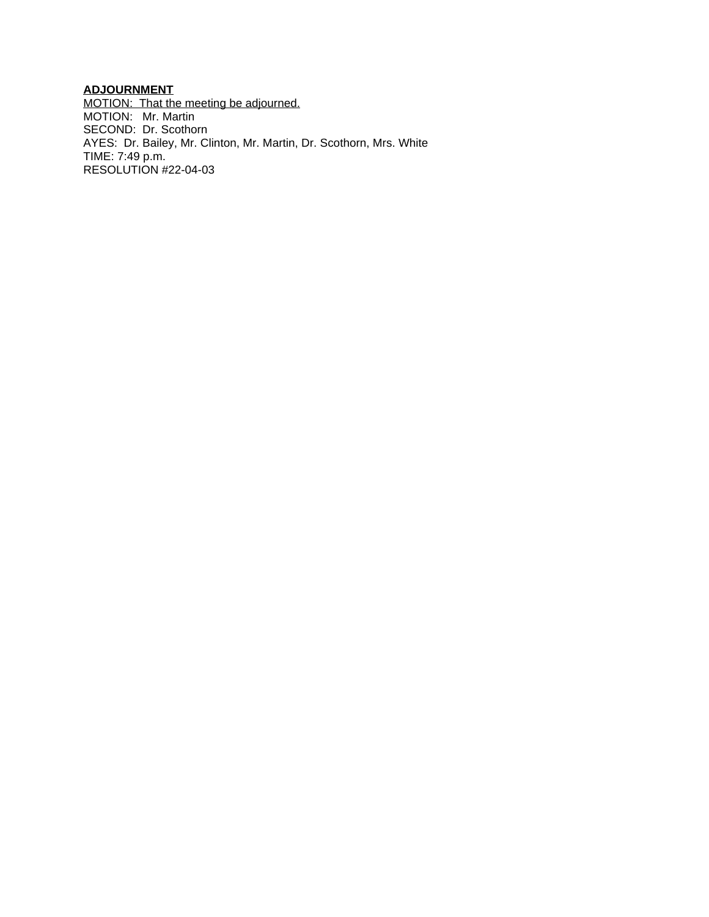**ADJOURNMENT**

MOTION: That the meeting be adjourned.
MOTION: Mr. Martin
SECOND: Dr. Scothorn
AYES: Dr. Bailey, Mr. Clinton, Mr. Martin, Dr. Scothorn, Mrs. White
TIME: 7:49 p.m.
RESOLUTION #22-04-03